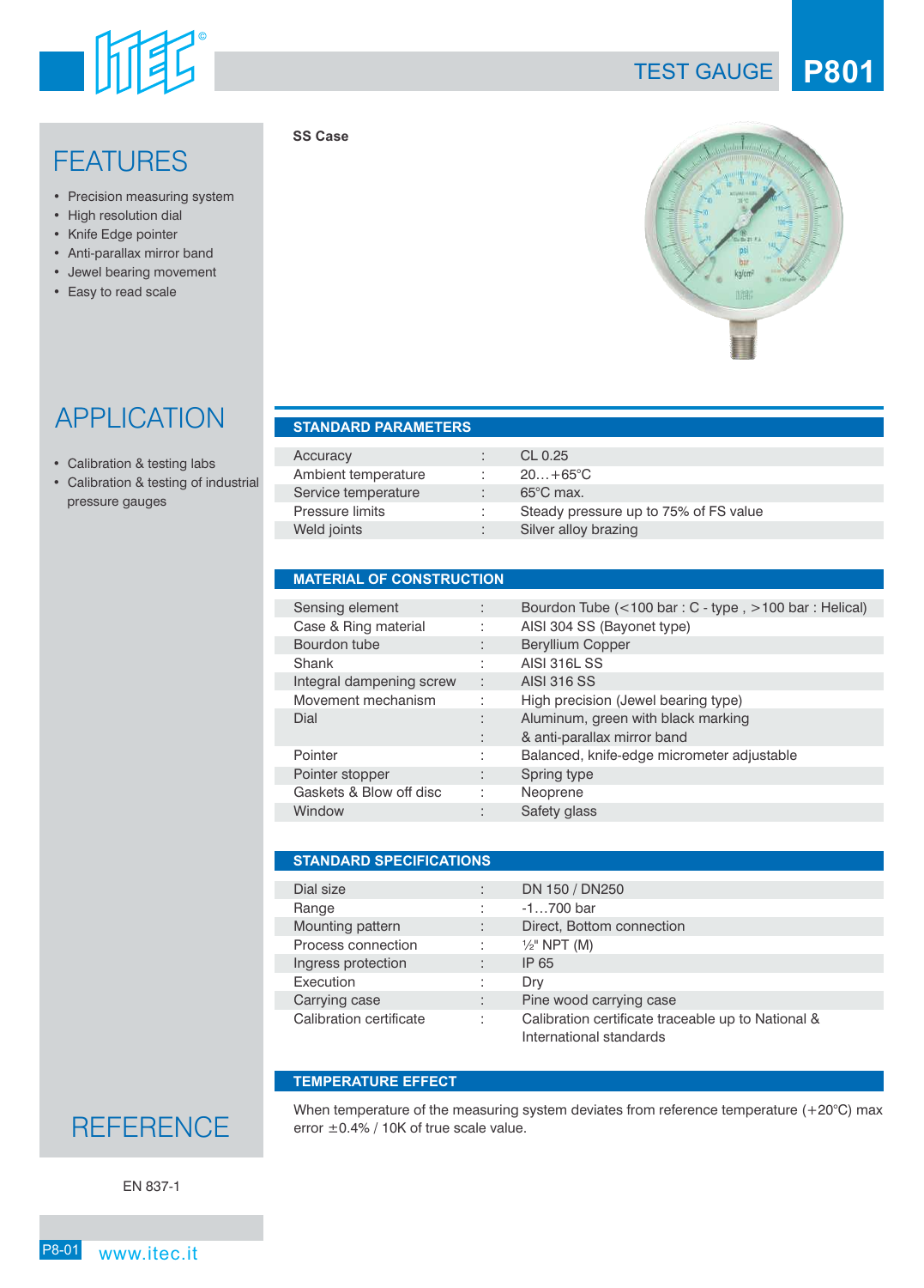# TEST GAUGE P801

## FEATURES

- Precision measuring system
- High resolution dial
- Knife Edge pointer
- Anti-parallax mirror band
- Jewel bearing movement
- Easy to read scale

## APPLICATION

- Calibration & testing labs
- Calibration & testing of industrial pressure gauges

## REFERENCE

EN 837-1

**SS Case**

## STANDARD PARAMETERS

| | | |
|---|---|---|
| Accuracy | : | CL 0.25 |
| Ambient temperature | : | 20…+65°C |
| Service temperature | : | 65°C max. |
| Pressure limits | : | Steady pressure up to 75% of FS value |
| Weld joints | : | Silver alloy brazing |

## MATERIAL OF CONSTRUCTION

| | | |
|---|---|---|
| Sensing element | : | Bourdon Tube (<100 bar : C - type , >100 bar : Helical) |
| Case & Ring material | : | AISI 304 SS (Bayonet type) |
| Bourdon tube | : | Beryllium Copper |
| Shank | : | AISI 316L SS |
| Integral dampening screw | : | AISI 316 SS |
| Movement mechanism | : | High precision (Jewel bearing type) |
| Dial | : | Aluminum, green with black marking & anti-parallax mirror band |
| Pointer | : | Balanced, knife-edge micrometer adjustable |
| Pointer stopper | : | Spring type |
| Gaskets & Blow off disc | : | Neoprene |
| Window | : | Safety glass |

## STANDARD SPECIFICATIONS

| | | |
|---|---|---|
| Dial size | : | DN 150 / DN250 |
| Range | : | -1…700 bar |
| Mounting pattern | : | Direct, Bottom connection |
| Process connection | : | ½" NPT (M) |
| Ingress protection | : | IP 65 |
| Execution | : | Dry |
| Carrying case | : | Pine wood carrying case |
| Calibration certificate | : | Calibration certificate traceable up to National & International standards |

## TEMPERATURE EFFECT

When temperature of the measuring system deviates from reference temperature (+20°C) max error ±0.4% / 10K of true scale value.

www.itec.it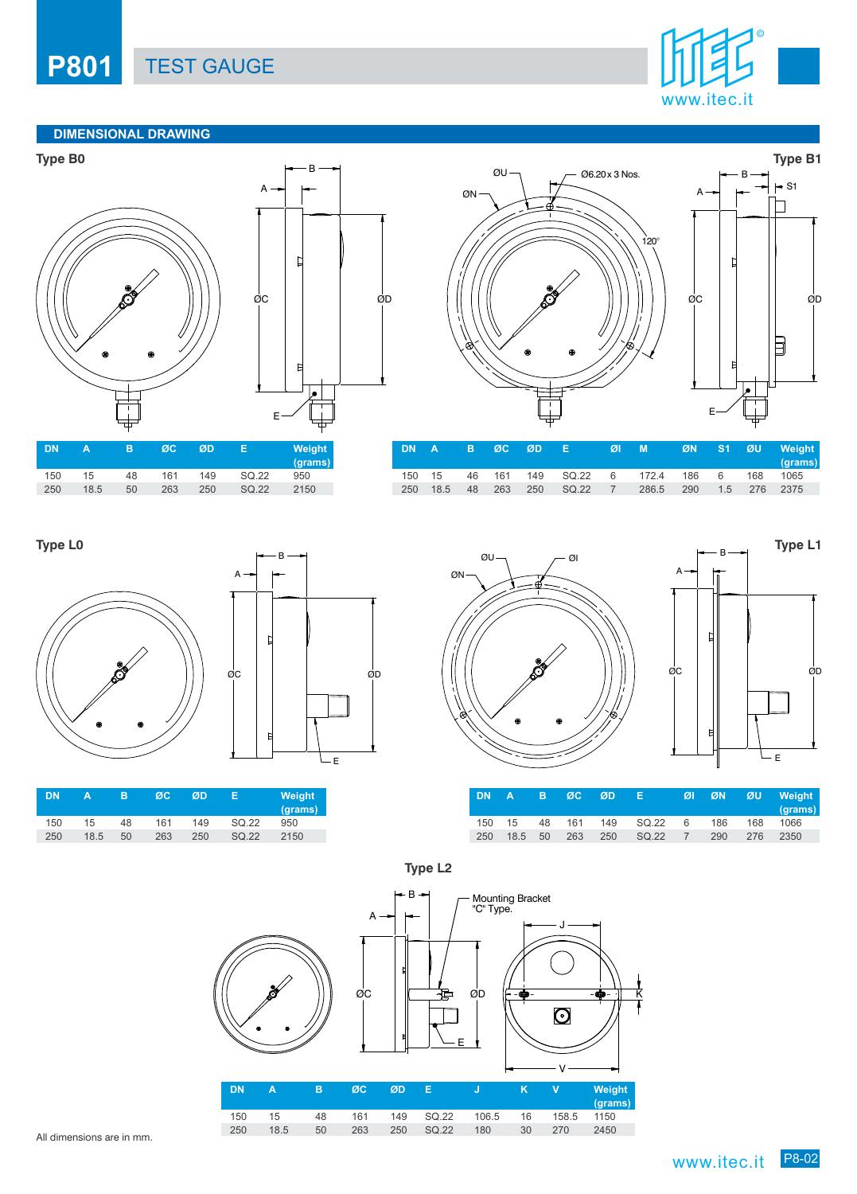# P801 TEST GAUGE

## DIMENSIONAL DRAWING

### Type B0

| DN | A | B | ØC | ØD | E | Weight (grams) |
|---|---|---|---|---|---|---|
| 150 | 15 | 48 | 161 | 149 | SQ.22 | 950 |
| 250 | 18.5 | 50 | 263 | 250 | SQ.22 | 2150 |

### Type B1

| DN | A | B | ØC | ØD | E | ØI | M | ØN | S1 | ØU | Weight (grams) |
|---|---|---|---|---|---|---|---|---|---|---|---|
| 150 | 15 | 46 | 161 | 149 | SQ.22 | 6 | 172.4 | 186 | 6 | 168 | 1065 |
| 250 | 18.5 | 48 | 263 | 250 | SQ.22 | 7 | 286.5 | 290 | 1.5 | 276 | 2375 |

### Type L0

| DN | A | B | ØC | ØD | E | Weight (grams) |
|---|---|---|---|---|---|---|
| 150 | 15 | 48 | 161 | 149 | SQ.22 | 950 |
| 250 | 18.5 | 50 | 263 | 250 | SQ.22 | 2150 |

### Type L1

| DN | A | B | ØC | ØD | E | ØI | ØN | ØU | Weight (grams) |
|---|---|---|---|---|---|---|---|---|---|
| 150 | 15 | 48 | 161 | 149 | SQ.22 | 6 | 186 | 168 | 1066 |
| 250 | 18.5 | 50 | 263 | 250 | SQ.22 | 7 | 290 | 276 | 2350 |

### Type L2

Mounting Bracket "C" Type.

| DN | A | B | ØC | ØD | E | J | K | V | Weight (grams) |
|---|---|---|---|---|---|---|---|---|---|
| 150 | 15 | 48 | 161 | 149 | SQ.22 | 106.5 | 16 | 158.5 | 1150 |
| 250 | 18.5 | 50 | 263 | 250 | SQ.22 | 180 | 30 | 270 | 2450 |

All dimensions are in mm.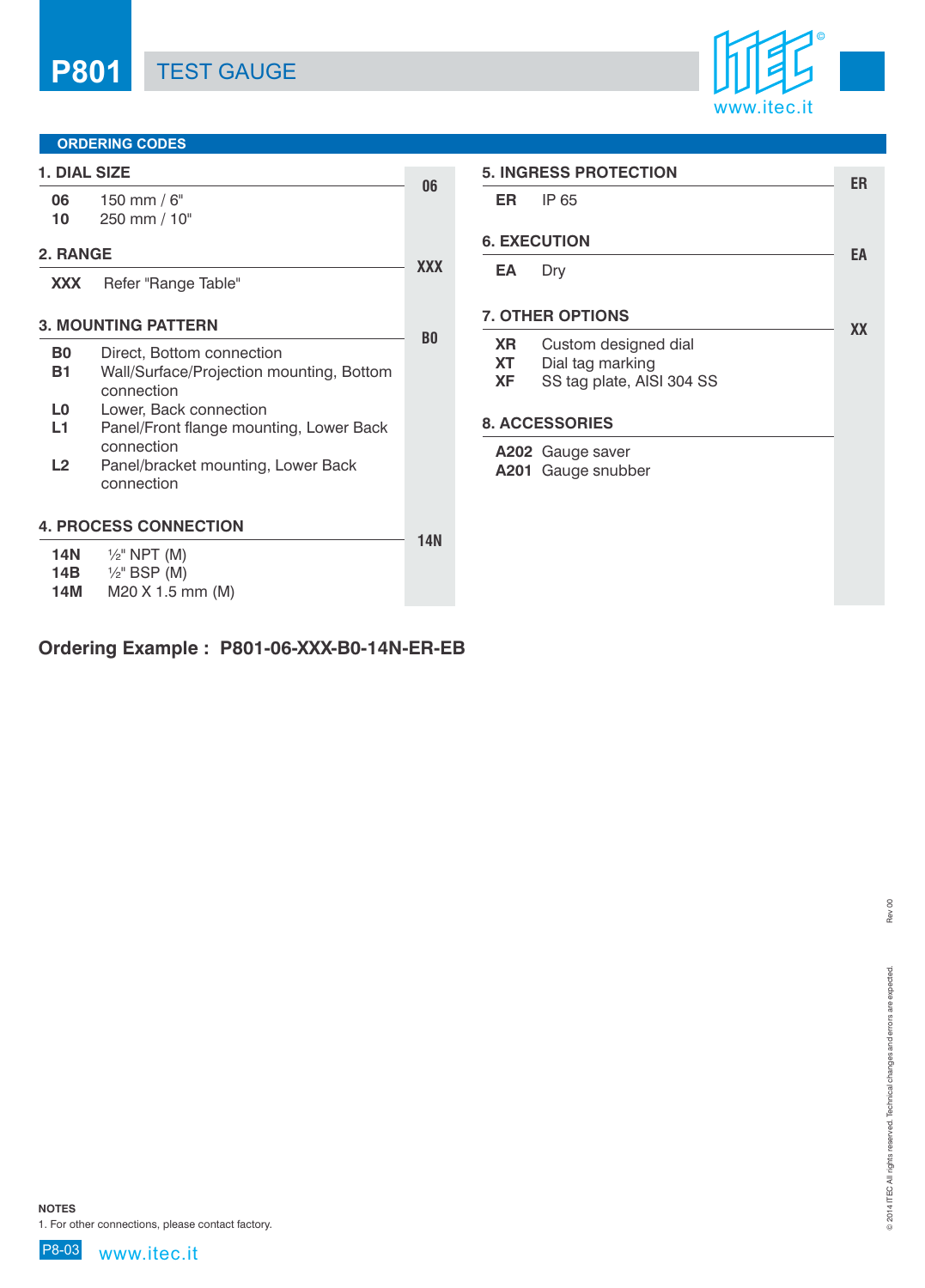# P801 TEST GAUGE

## ORDERING CODES

### 1. DIAL SIZE — 06

| | |
|---|---|
| **06** | 150 mm / 6" |
| **10** | 250 mm / 10" |

### 2. RANGE — XXX

| | |
|---|---|
| **XXX** | Refer "Range Table" |

### 3. MOUNTING PATTERN — B0

| | |
|---|---|
| **B0** | Direct, Bottom connection |
| **B1** | Wall/Surface/Projection mounting, Bottom connection |
| **L0** | Lower, Back connection |
| **L1** | Panel/Front flange mounting, Lower Back connection |
| **L2** | Panel/bracket mounting, Lower Back connection |

### 4. PROCESS CONNECTION — 14N

| | |
|---|---|
| **14N** | ½" NPT (M) |
| **14B** | ½" BSP (M) |
| **14M** | M20 X 1.5 mm (M) |

### 5. INGRESS PROTECTION — ER

| | |
|---|---|
| **ER** | IP 65 |

### 6. EXECUTION — EA

| | |
|---|---|
| **EA** | Dry |

### 7. OTHER OPTIONS — XX

| | |
|---|---|
| **XR** | Custom designed dial |
| **XT** | Dial tag marking |
| **XF** | SS tag plate, AISI 304 SS |

### 8. ACCESSORIES

| | |
|---|---|
| **A202** | Gauge saver |
| **A201** | Gauge snubber |

**Ordering Example : P801-06-XXX-B0-14N-ER-EB**

**NOTES**

1. For other connections, please contact factory.

© 2014 ITEC All rights reserved. Technical changes and errors are expected.

Rev 00